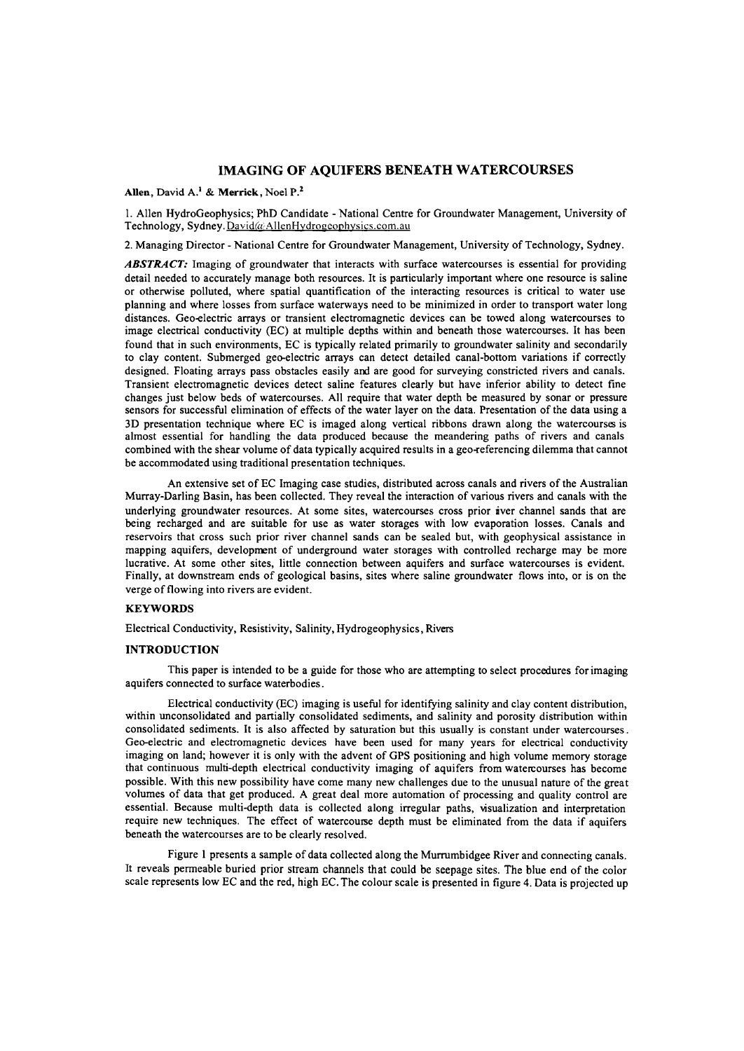# IMAGING OF AQUIFERS BENEATH WATERCOURSES

**Allen**, David A.[1] & **Merrick**, Noel P.[2]

1. Allen HydroGeophysics; PhD Candidate - National Centre for Groundwater Management, University of Technology, Sydney. David@AllenHydrogeophysics.com.au

2. Managing Director - National Centre for Groundwater Management, University of Technology, Sydney.

***ABSTRACT:*** Imaging of groundwater that interacts with surface watercourses is essential for providing detail needed to accurately manage both resources. It is particularly important where one resource is saline or otherwise polluted, where spatial quantification of the interacting resources is critical to water use planning and where losses from surface waterways need to be minimized in order to transport water long distances. Geo-electric arrays or transient electromagnetic devices can be towed along watercourses to image electrical conductivity (EC) at multiple depths within and beneath those watercourses. It has been found that in such environments, EC is typically related primarily to groundwater salinity and secondarily to clay content. Submerged geo-electric arrays can detect detailed canal-bottom variations if correctly designed. Floating arrays pass obstacles easily and are good for surveying constricted rivers and canals. Transient electromagnetic devices detect saline features clearly but have inferior ability to detect fine changes just below beds of watercourses. All require that water depth be measured by sonar or pressure sensors for successful elimination of effects of the water layer on the data. Presentation of the data using a 3D presentation technique where EC is imaged along vertical ribbons drawn along the watercourses is almost essential for handling the data produced because the meandering paths of rivers and canals combined with the shear volume of data typically acquired results in a geo-referencing dilemma that cannot be accommodated using traditional presentation techniques.

An extensive set of EC Imaging case studies, distributed across canals and rivers of the Australian Murray-Darling Basin, has been collected. They reveal the interaction of various rivers and canals with the underlying groundwater resources. At some sites, watercourses cross prior river channel sands that are being recharged and are suitable for use as water storages with low evaporation losses. Canals and reservoirs that cross such prior river channel sands can be sealed but, with geophysical assistance in mapping aquifers, development of underground water storages with controlled recharge may be more lucrative. At some other sites, little connection between aquifers and surface watercourses is evident. Finally, at downstream ends of geological basins, sites where saline groundwater flows into, or is on the verge of flowing into rivers are evident.

## KEYWORDS

Electrical Conductivity, Resistivity, Salinity, Hydrogeophysics, Rivers

## INTRODUCTION

This paper is intended to be a guide for those who are attempting to select procedures for imaging aquifers connected to surface waterbodies.

Electrical conductivity (EC) imaging is useful for identifying salinity and clay content distribution, within unconsolidated and partially consolidated sediments, and salinity and porosity distribution within consolidated sediments. It is also affected by saturation but this usually is constant under watercourses. Geo-electric and electromagnetic devices have been used for many years for electrical conductivity imaging on land; however it is only with the advent of GPS positioning and high volume memory storage that continuous multi-depth electrical conductivity imaging of aquifers from watercourses has become possible. With this new possibility have come many new challenges due to the unusual nature of the great volumes of data that get produced. A great deal more automation of processing and quality control are essential. Because multi-depth data is collected along irregular paths, visualization and interpretation require new techniques. The effect of watercourse depth must be eliminated from the data if aquifers beneath the watercourses are to be clearly resolved.

Figure 1 presents a sample of data collected along the Murrumbidgee River and connecting canals. It reveals permeable buried prior stream channels that could be seepage sites. The blue end of the color scale represents low EC and the red, high EC. The colour scale is presented in figure 4. Data is projected up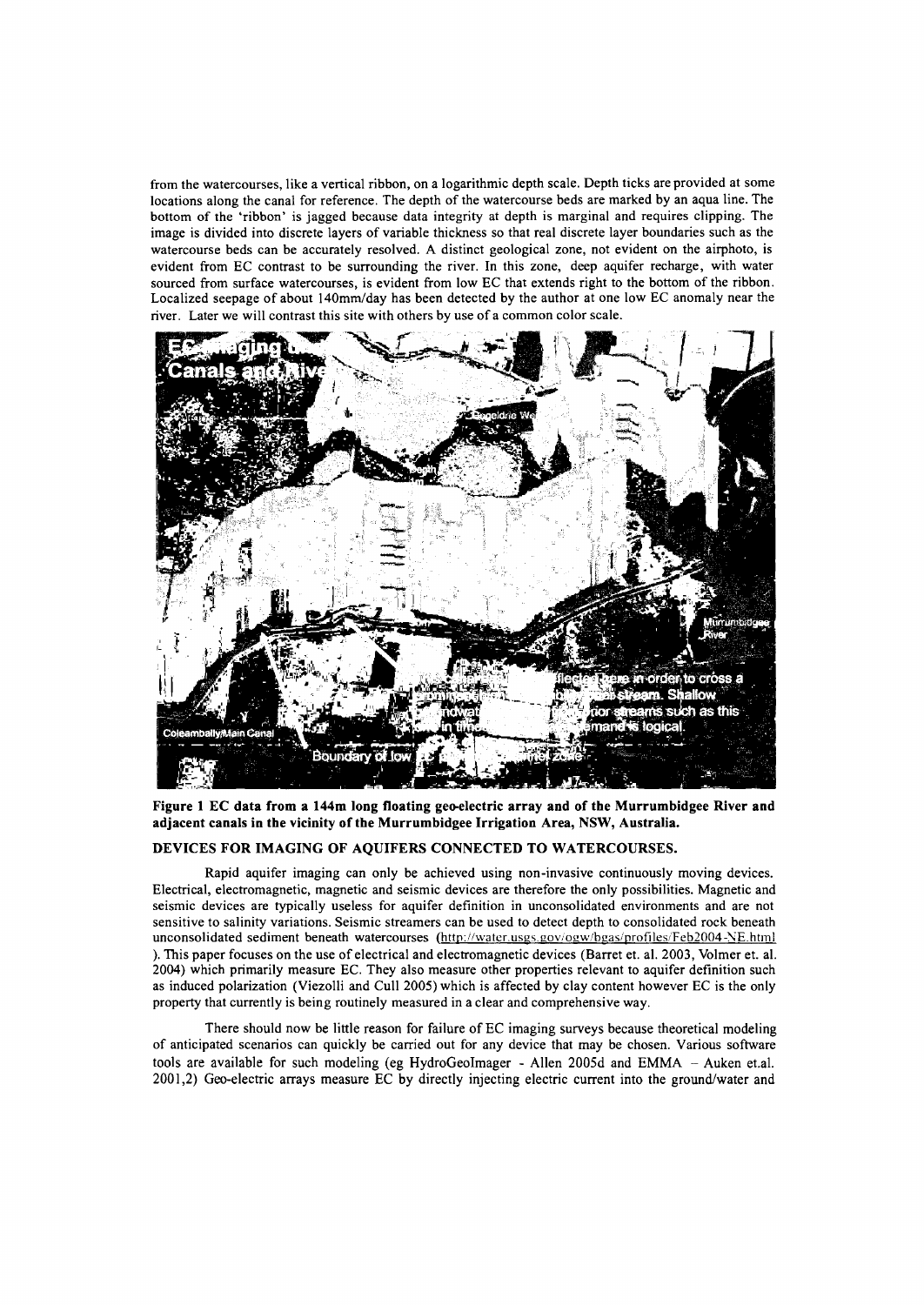from the watercourses, like a vertical ribbon, on a logarithmic depth scale. Depth ticks are provided at some locations along the canal for reference. The depth of the watercourse beds are marked by an aqua line. The bottom of the 'ribbon' is jagged because data integrity at depth is marginal and requires clipping. The image is divided into discrete layers of variable thickness so that real discrete layer boundaries such as the watercourse beds can be accurately resolved. A distinct geological zone, not evident on the airphoto, is evident from EC contrast to be surrounding the river. In this zone, deep aquifer recharge, with water sourced from surface watercourses, is evident from low EC that extends right to the bottom of the ribbon. Localized seepage of about 140mm/day has been detected by the author at one low EC anomaly near the river. Later we will contrast this site with others by use of a common color scale.

**Figure 1 EC data from a 144m long floating geo-electric array and of the Murrumbidgee River and adjacent canals in the vicinity of the Murrumbidgee Irrigation Area, NSW, Australia.**

## DEVICES FOR IMAGING OF AQUIFERS CONNECTED TO WATERCOURSES.

Rapid aquifer imaging can only be achieved using non-invasive continuously moving devices. Electrical, electromagnetic, magnetic and seismic devices are therefore the only possibilities. Magnetic and seismic devices are typically useless for aquifer definition in unconsolidated environments and are not sensitive to salinity variations. Seismic streamers can be used to detect depth to consolidated rock beneath unconsolidated sediment beneath watercourses (http://water.usgs.gov/ogw/bgas/profiles/Feb2004-NE.html ). This paper focuses on the use of electrical and electromagnetic devices (Barret et. al. 2003, Volmer et. al. 2004) which primarily measure EC. They also measure other properties relevant to aquifer definition such as induced polarization (Viezolli and Cull 2005) which is affected by clay content however EC is the only property that currently is being routinely measured in a clear and comprehensive way.

There should now be little reason for failure of EC imaging surveys because theoretical modeling of anticipated scenarios can quickly be carried out for any device that may be chosen. Various software tools are available for such modeling (eg HydroGeoImager - Allen 2005d and EMMA – Auken et.al. 2001,2) Geo-electric arrays measure EC by directly injecting electric current into the ground/water and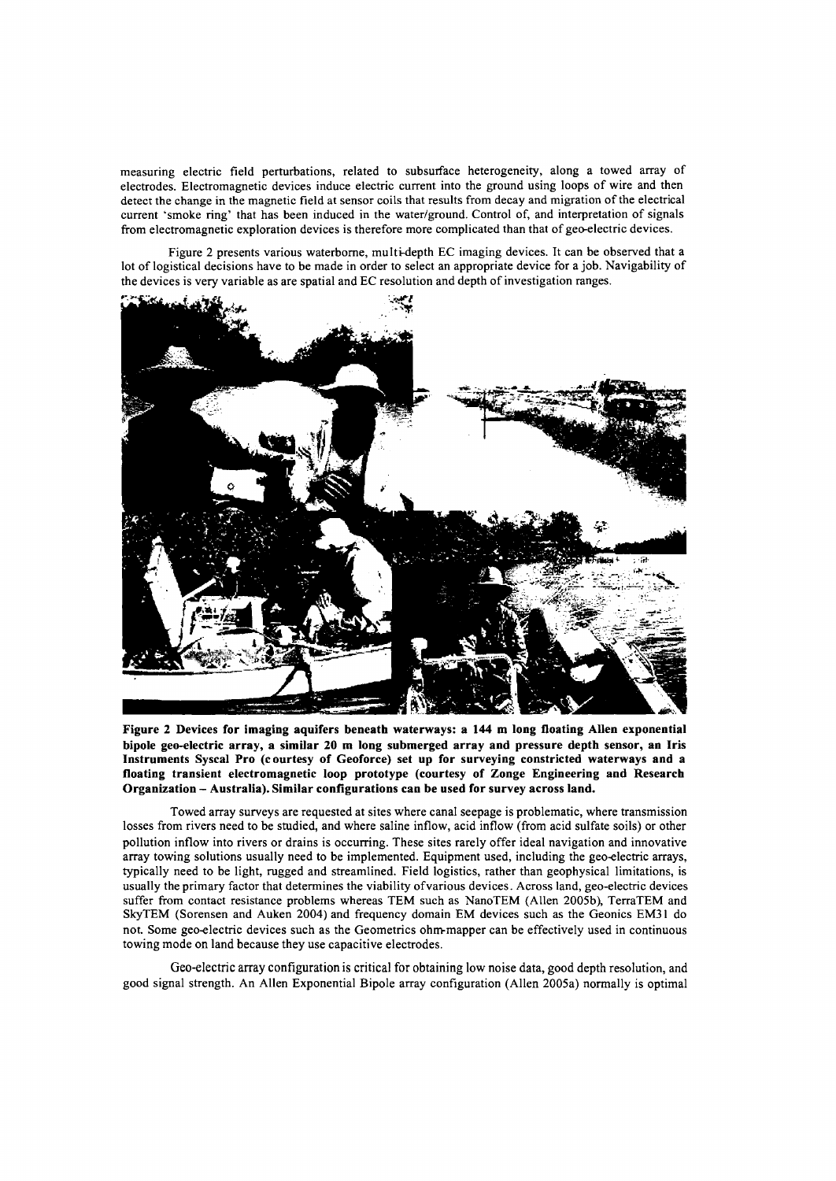measuring electric field perturbations, related to subsurface heterogeneity, along a towed array of electrodes. Electromagnetic devices induce electric current into the ground using loops of wire and then detect the change in the magnetic field at sensor coils that results from decay and migration of the electrical current 'smoke ring' that has been induced in the water/ground. Control of, and interpretation of signals from electromagnetic exploration devices is therefore more complicated than that of geo-electric devices.

Figure 2 presents various waterborne, multi-depth EC imaging devices. It can be observed that a lot of logistical decisions have to be made in order to select an appropriate device for a job. Navigability of the devices is very variable as are spatial and EC resolution and depth of investigation ranges.

**Figure 2 Devices for imaging aquifers beneath waterways: a 144 m long floating Allen exponential bipole geo-electric array, a similar 20 m long submerged array and pressure depth sensor, an Iris Instruments Syscal Pro (courtesy of Geoforce) set up for surveying constricted waterways and a floating transient electromagnetic loop prototype (courtesy of Zonge Engineering and Research Organization – Australia). Similar configurations can be used for survey across land.**

Towed array surveys are requested at sites where canal seepage is problematic, where transmission losses from rivers need to be studied, and where saline inflow, acid inflow (from acid sulfate soils) or other pollution inflow into rivers or drains is occurring. These sites rarely offer ideal navigation and innovative array towing solutions usually need to be implemented. Equipment used, including the geo-electric arrays, typically need to be light, rugged and streamlined. Field logistics, rather than geophysical limitations, is usually the primary factor that determines the viability of various devices. Across land, geo-electric devices suffer from contact resistance problems whereas TEM such as NanoTEM (Allen 2005b), TerraTEM and SkyTEM (Sorensen and Auken 2004) and frequency domain EM devices such as the Geonics EM31 do not. Some geo-electric devices such as the Geometrics ohm-mapper can be effectively used in continuous towing mode on land because they use capacitive electrodes.

Geo-electric array configuration is critical for obtaining low noise data, good depth resolution, and good signal strength. An Allen Exponential Bipole array configuration (Allen 2005a) normally is optimal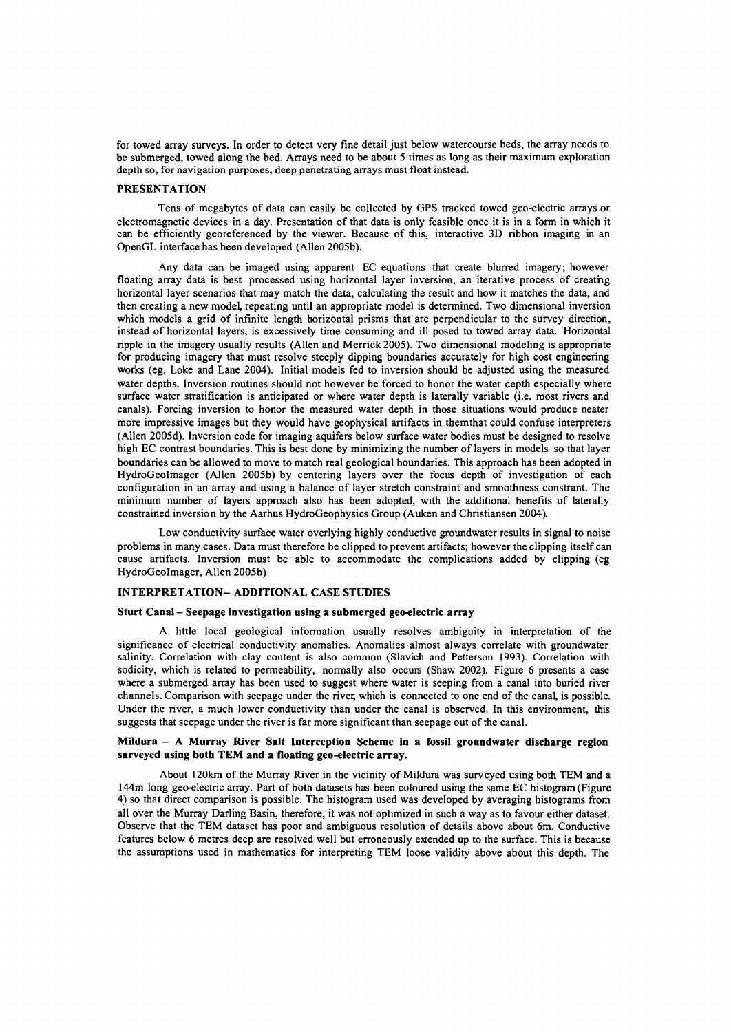for towed array surveys. In order to detect very fine detail just below watercourse beds, the array needs to be submerged, towed along the bed. Arrays need to be about 5 times as long as their maximum exploration depth so, for navigation purposes, deep penetrating arrays must float instead.

## PRESENTATION

Tens of megabytes of data can easily be collected by GPS tracked towed geo-electric arrays or electromagnetic devices in a day. Presentation of that data is only feasible once it is in a form in which it can be efficiently georeferenced by the viewer. Because of this, interactive 3D ribbon imaging in an OpenGL interface has been developed (Allen 2005b).

Any data can be imaged using apparent EC equations that create blurred imagery; however floating array data is best processed using horizontal layer inversion, an iterative process of creating horizontal layer scenarios that may match the data, calculating the result and how it matches the data, and then creating a new model, repeating until an appropriate model is determined. Two dimensional inversion which models a grid of infinite length horizontal prisms that are perpendicular to the survey direction, instead of horizontal layers, is excessively time consuming and ill posed to towed array data. Horizontal ripple in the imagery usually results (Allen and Merrick 2005). Two dimensional modeling is appropriate for producing imagery that must resolve steeply dipping boundaries accurately for high cost engineering works (eg. Loke and Lane 2004). Initial models fed to inversion should be adjusted using the measured water depths. Inversion routines should not however be forced to honor the water depth especially where surface water stratification is anticipated or where water depth is laterally variable (i.e. most rivers and canals). Forcing inversion to honor the measured water depth in those situations would produce neater more impressive images but they would have geophysical artifacts in themthat could confuse interpreters (Allen 2005d). Inversion code for imaging aquifers below surface water bodies must be designed to resolve high EC contrast boundaries. This is best done by minimizing the number of layers in models so that layer boundaries can be allowed to move to match real geological boundaries. This approach has been adopted in HydroGeoImager (Allen 2005b) by centering layers over the focus depth of investigation of each configuration in an array and using a balance of layer stretch constraint and smoothness constrant. The minimum number of layers approach also has been adopted, with the additional benefits of laterally constrained inversion by the Aarhus HydroGeophysics Group (Auken and Christiansen 2004).

Low conductivity surface water overlying highly conductive groundwater results in signal to noise problems in many cases. Data must therefore be clipped to prevent artifacts; however the clipping itself can cause artifacts. Inversion must be able to accommodate the complications added by clipping (eg HydroGeoImager, Allen 2005b).

## INTERPRETATION– ADDITIONAL CASE STUDIES

### Sturt Canal – Seepage investigation using a submerged geo-electric array

A little local geological information usually resolves ambiguity in interpretation of the significance of electrical conductivity anomalies. Anomalies almost always correlate with groundwater salinity. Correlation with clay content is also common (Slavich and Petterson 1993). Correlation with sodicity, which is related to permeability, normally also occurs (Shaw 2002). Figure 6 presents a case where a submerged array has been used to suggest where water is seeping from a canal into buried river channels. Comparison with seepage under the river, which is connected to one end of the canal, is possible. Under the river, a much lower conductivity than under the canal is observed. In this environment, this suggests that seepage under the river is far more significant than seepage out of the canal.

### Mildura – A Murray River Salt Interception Scheme in a fossil groundwater discharge region surveyed using both TEM and a floating geo-electric array.

About 120km of the Murray River in the vicinity of Mildura was surveyed using both TEM and a 144m long geo-electric array. Part of both datasets has been coloured using the same EC histogram (Figure 4) so that direct comparison is possible. The histogram used was developed by averaging histograms from all over the Murray Darling Basin, therefore, it was not optimized in such a way as to favour either dataset. Observe that the TEM dataset has poor and ambiguous resolution of details above about 6m. Conductive features below 6 metres deep are resolved well but erroneously extended up to the surface. This is because the assumptions used in mathematics for interpreting TEM loose validity above about this depth. The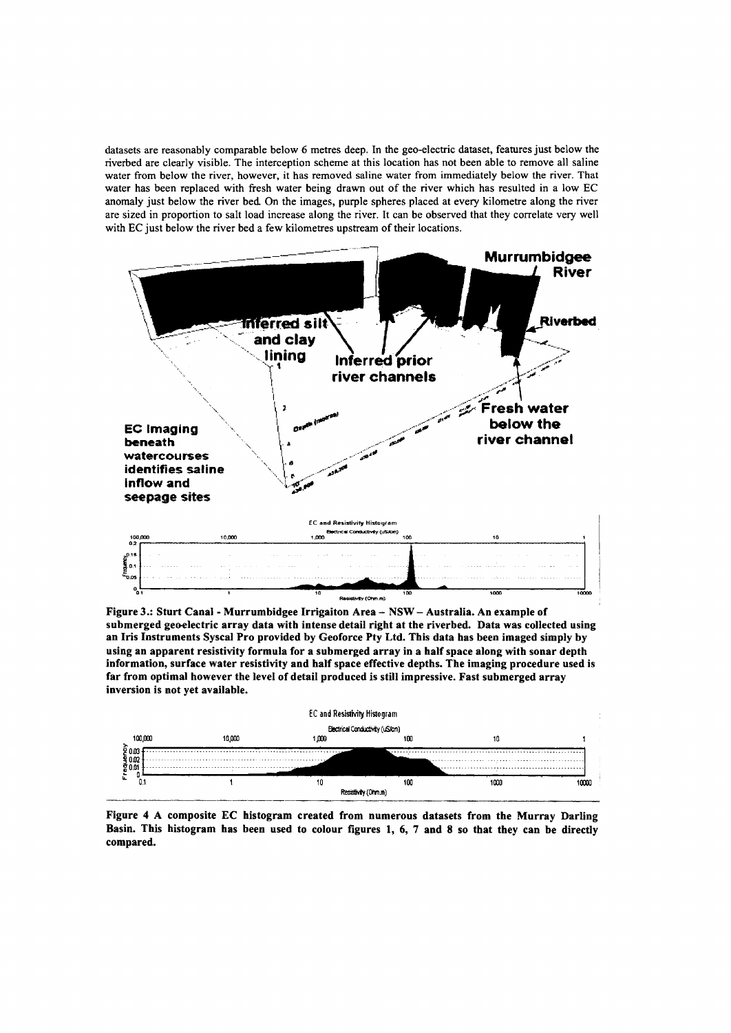datasets are reasonably comparable below 6 metres deep. In the geo-electric dataset, features just below the riverbed are clearly visible. The interception scheme at this location has not been able to remove all saline water from below the river, however, it has removed saline water from immediately below the river. That water has been replaced with fresh water being drawn out of the river which has resulted in a low EC anomaly just below the river bed. On the images, purple spheres placed at every kilometre along the river are sized in proportion to salt load increase along the river. It can be observed that they correlate very well with EC just below the river bed a few kilometres upstream of their locations.

**Figure 3.: Sturt Canal - Murrumbidgee Irrigaiton Area – NSW – Australia. An example of submerged geo-electric array data with intense detail right at the riverbed. Data was collected using an Iris Instruments Syscal Pro provided by Geoforce Pty Ltd. This data has been imaged simply by using an apparent resistivity formula for a submerged array in a half space along with sonar depth information, surface water resistivity and half space effective depths. The imaging procedure used is far from optimal however the level of detail produced is still impressive. Fast submerged array inversion is not yet available.**

**Figure 4 A composite EC histogram created from numerous datasets from the Murray Darling Basin. This histogram has been used to colour figures 1, 6, 7 and 8 so that they can be directly compared.**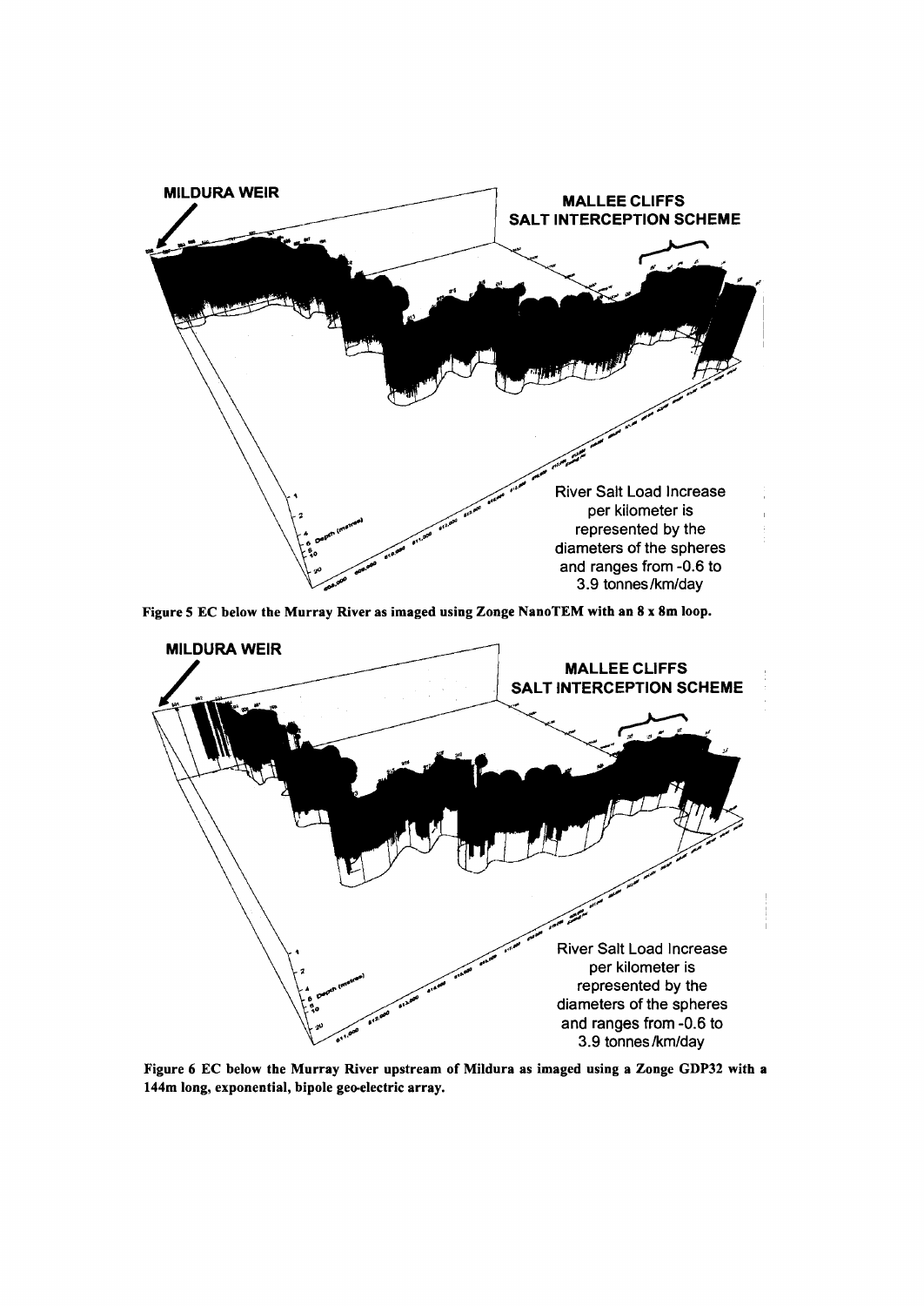**MILDURA WEIR**

**MALLEE CLIFFS SALT INTERCEPTION SCHEME**

River Salt Load Increase per kilometer is represented by the diameters of the spheres and ranges from -0.6 to 3.9 tonnes/km/day

**Figure 5 EC below the Murray River as imaged using Zonge NanoTEM with an 8 x 8m loop.**

**MILDURA WEIR**

**MALLEE CLIFFS SALT INTERCEPTION SCHEME**

River Salt Load Increase per kilometer is represented by the diameters of the spheres and ranges from -0.6 to 3.9 tonnes/km/day

**Figure 6 EC below the Murray River upstream of Mildura as imaged using a Zonge GDP32 with a 144m long, exponential, bipole geo-electric array.**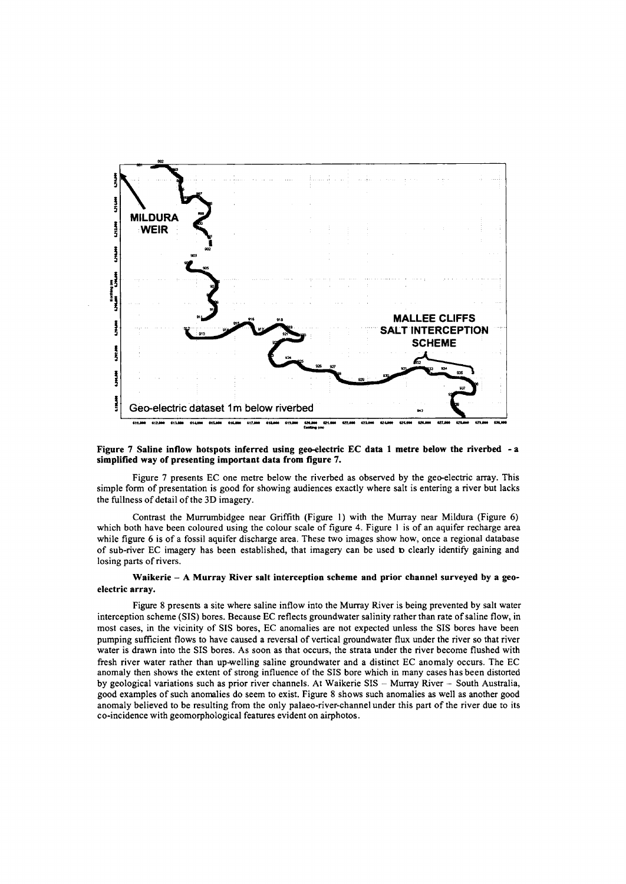MILDURA WEIR

MALLEE CLIFFS SALT INTERCEPTION SCHEME

Geo-electric dataset 1m below riverbed

**Figure 7 Saline inflow hotspots inferred using geo-electric EC data 1 metre below the riverbed - a simplified way of presenting important data from figure 7.**

Figure 7 presents EC one metre below the riverbed as observed by the geo-electric array. This simple form of presentation is good for showing audiences exactly where salt is entering a river but lacks the fullness of detail of the 3D imagery.

Contrast the Murrumbidgee near Griffith (Figure 1) with the Murray near Mildura (Figure 6) which both have been coloured using the colour scale of figure 4. Figure 1 is of an aquifer recharge area while figure 6 is of a fossil aquifer discharge area. These two images show how, once a regional database of sub-river EC imagery has been established, that imagery can be used to clearly identify gaining and losing parts of rivers.

**Waikerie – A Murray River salt interception scheme and prior channel surveyed by a geo-electric array.**

Figure 8 presents a site where saline inflow into the Murray River is being prevented by salt water interception scheme (SIS) bores. Because EC reflects groundwater salinity rather than rate of saline flow, in most cases, in the vicinity of SIS bores, EC anomalies are not expected unless the SIS bores have been pumping sufficient flows to have caused a reversal of vertical groundwater flux under the river so that river water is drawn into the SIS bores. As soon as that occurs, the strata under the river become flushed with fresh river water rather than up-welling saline groundwater and a distinct EC anomaly occurs. The EC anomaly then shows the extent of strong influence of the SIS bore which in many cases has been distorted by geological variations such as prior river channels. At Waikerie SIS – Murray River – South Australia, good examples of such anomalies do seem to exist. Figure 8 shows such anomalies as well as another good anomaly believed to be resulting from the only palaeo-river-channel under this part of the river due to its co-incidence with geomorphological features evident on airphotos.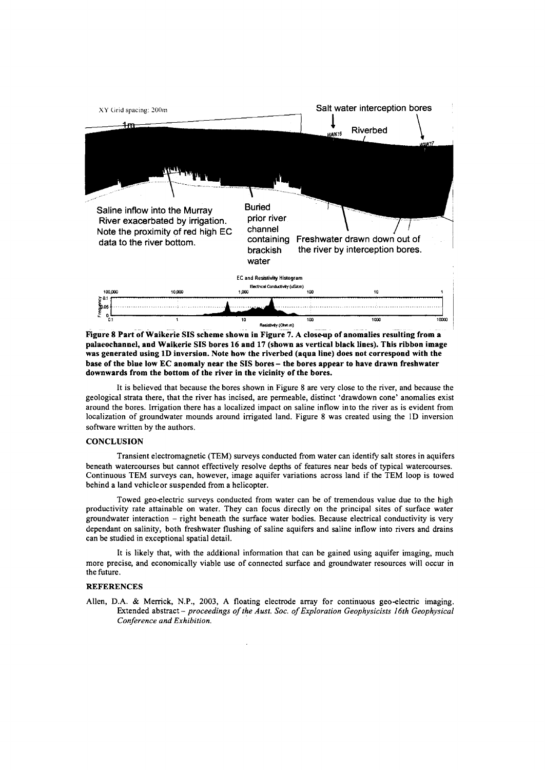**Figure 8 Part of Waikerie SIS scheme shown in Figure 7. A close-up of anomalies resulting from a palaeochannel, and Waikerie SIS bores 16 and 17 (shown as vertical black lines). This ribbon image was generated using 1D inversion. Note how the riverbed (aqua line) does not correspond with the base of the blue low EC anomaly near the SIS bores – the bores appear to have drawn freshwater downwards from the bottom of the river in the vicinity of the bores.**

It is believed that because the bores shown in Figure 8 are very close to the river, and because the geological strata there, that the river has incised, are permeable, distinct 'drawdown cone' anomalies exist around the bores. Irrigation there has a localized impact on saline inflow into the river as is evident from localization of groundwater mounds around irrigated land. Figure 8 was created using the 1D inversion software written by the authors.

## CONCLUSION

Transient electromagnetic (TEM) surveys conducted from water can identify salt stores in aquifers beneath watercourses but cannot effectively resolve depths of features near beds of typical watercourses. Continuous TEM surveys can, however, image aquifer variations across land if the TEM loop is towed behind a land vehicle or suspended from a helicopter.

Towed geo-electric surveys conducted from water can be of tremendous value due to the high productivity rate attainable on water. They can focus directly on the principal sites of surface water groundwater interaction – right beneath the surface water bodies. Because electrical conductivity is very dependant on salinity, both freshwater flushing of saline aquifers and saline inflow into rivers and drains can be studied in exceptional spatial detail.

It is likely that, with the additional information that can be gained using aquifer imaging, much more precise, and economically viable use of connected surface and groundwater resources will occur in the future.

## REFERENCES

Allen, D.A. & Merrick, N.P., 2003, A floating electrode array for continuous geo-electric imaging. Extended abstract – *proceedings of the Aust. Soc. of Exploration Geophysicists 16th Geophysical Conference and Exhibition.*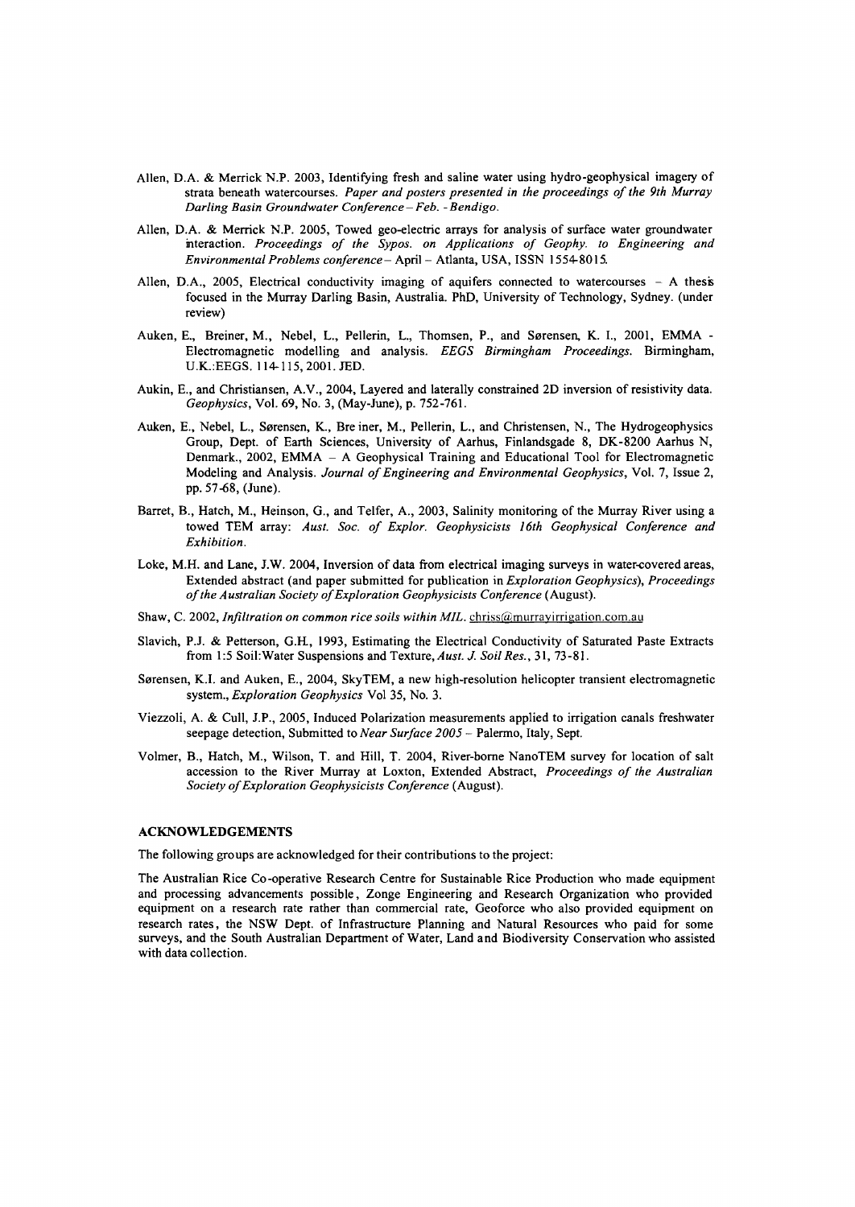Allen, D.A. & Merrick N.P. 2003, Identifying fresh and saline water using hydro-geophysical imagery of strata beneath watercourses. *Paper and posters presented in the proceedings of the 9th Murray Darling Basin Groundwater Conference – Feb. - Bendigo.*

Allen, D.A. & Merrick N.P. 2005, Towed geo-electric arrays for analysis of surface water groundwater interaction. *Proceedings of the Sypos. on Applications of Geophy. to Engineering and Environmental Problems conference* – April – Atlanta, USA, ISSN 1554-8015.

Allen, D.A., 2005, Electrical conductivity imaging of aquifers connected to watercourses – A thesis focused in the Murray Darling Basin, Australia. PhD, University of Technology, Sydney. (under review)

Auken, E., Breiner, M., Nebel, L., Pellerin, L., Thomsen, P., and Sørensen, K. I., 2001, EMMA - Electromagnetic modelling and analysis. *EEGS Birmingham Proceedings.* Birmingham, U.K.:EEGS. 114-115, 2001. JED.

Aukin, E., and Christiansen, A.V., 2004, Layered and laterally constrained 2D inversion of resistivity data. *Geophysics*, Vol. 69, No. 3, (May-June), p. 752-761.

Auken, E., Nebel, L., Sørensen, K., Bre iner, M., Pellerin, L., and Christensen, N., The Hydrogeophysics Group, Dept. of Earth Sciences, University of Aarhus, Finlandsgade 8, DK-8200 Aarhus N, Denmark., 2002, EMMA – A Geophysical Training and Educational Tool for Electromagnetic Modeling and Analysis. *Journal of Engineering and Environmental Geophysics*, Vol. 7, Issue 2, pp. 57-68, (June).

Barret, B., Hatch, M., Heinson, G., and Telfer, A., 2003, Salinity monitoring of the Murray River using a towed TEM array: *Aust. Soc. of Explor. Geophysicists 16th Geophysical Conference and Exhibition.*

Loke, M.H. and Lane, J.W. 2004, Inversion of data from electrical imaging surveys in water-covered areas, Extended abstract (and paper submitted for publication in *Exploration Geophysics*), *Proceedings of the Australian Society of Exploration Geophysicists Conference* (August).

Shaw, C. 2002, *Infiltration on common rice soils within MIL.* chriss@murrayirrigation.com.au

Slavich, P.J. & Petterson, G.H., 1993, Estimating the Electrical Conductivity of Saturated Paste Extracts from 1:5 Soil:Water Suspensions and Texture, *Aust. J. Soil Res.*, 31, 73-81.

Sørensen, K.I. and Auken, E., 2004, SkyTEM, a new high-resolution helicopter transient electromagnetic system., *Exploration Geophysics* Vol 35, No. 3.

Viezzoli, A. & Cull, J.P., 2005, Induced Polarization measurements applied to irrigation canals freshwater seepage detection, Submitted to *Near Surface 2005* – Palermo, Italy, Sept.

Volmer, B., Hatch, M., Wilson, T. and Hill, T. 2004, River-borne NanoTEM survey for location of salt accession to the River Murray at Loxton, Extended Abstract, *Proceedings of the Australian Society of Exploration Geophysicists Conference* (August).

## ACKNOWLEDGEMENTS

The following groups are acknowledged for their contributions to the project:

The Australian Rice Co-operative Research Centre for Sustainable Rice Production who made equipment and processing advancements possible, Zonge Engineering and Research Organization who provided equipment on a research rate rather than commercial rate, Geoforce who also provided equipment on research rates, the NSW Dept. of Infrastructure Planning and Natural Resources who paid for some surveys, and the South Australian Department of Water, Land and Biodiversity Conservation who assisted with data collection.